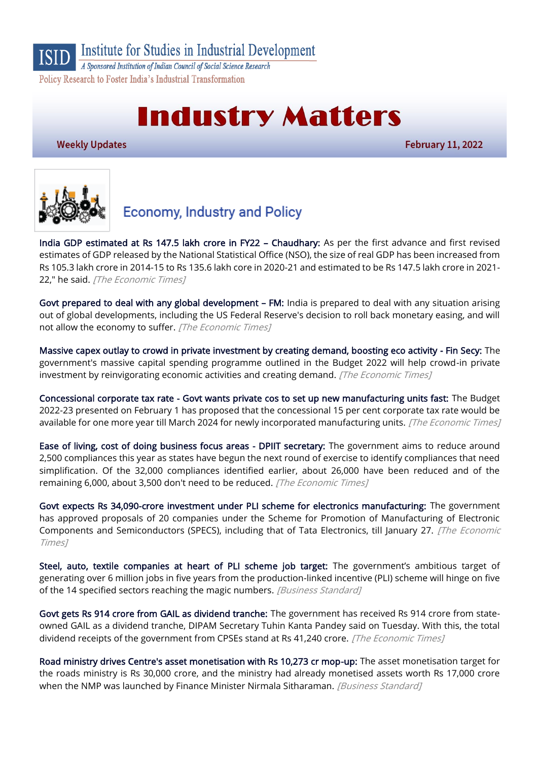Institute for Studies in Industrial Development

*A Sponsored Institution of Indian Council of Social Science Research*

Policy Research to Foster India's Industrial Transformation

# Industry Matters

**Weekly Updates** — **February 11, 2022**

## Economy, Industry and Policy

**India GDP estimated at Rs 147.5 lakh crore in FY22 – Chaudhary:** As per the first advance and first revised estimates of GDP released by the National Statistical Office (NSO), the size of real GDP has been increased from Rs 105.3 lakh crore in 2014-15 to Rs 135.6 lakh core in 2020-21 and estimated to be Rs 147.5 lakh crore in 2021-22," he said. *[The Economic Times]*

**Govt prepared to deal with any global development – FM:** India is prepared to deal with any situation arising out of global developments, including the US Federal Reserve's decision to roll back monetary easing, and will not allow the economy to suffer. *[The Economic Times]*

**Massive capex outlay to crowd in private investment by creating demand, boosting eco activity - Fin Secy:** The government's massive capital spending programme outlined in the Budget 2022 will help crowd-in private investment by reinvigorating economic activities and creating demand. *[The Economic Times]*

**Concessional corporate tax rate - Govt wants private cos to set up new manufacturing units fast:** The Budget 2022-23 presented on February 1 has proposed that the concessional 15 per cent corporate tax rate would be available for one more year till March 2024 for newly incorporated manufacturing units. *[The Economic Times]*

**Ease of living, cost of doing business focus areas - DPIIT secretary:** The government aims to reduce around 2,500 compliances this year as states have begun the next round of exercise to identify compliances that need simplification. Of the 32,000 compliances identified earlier, about 26,000 have been reduced and of the remaining 6,000, about 3,500 don't need to be reduced. *[The Economic Times]*

**Govt expects Rs 34,090-crore investment under PLI scheme for electronics manufacturing:** The government has approved proposals of 20 companies under the Scheme for Promotion of Manufacturing of Electronic Components and Semiconductors (SPECS), including that of Tata Electronics, till January 27. *[The Economic Times]*

**Steel, auto, textile companies at heart of PLI scheme job target:** The government's ambitious target of generating over 6 million jobs in five years from the production-linked incentive (PLI) scheme will hinge on five of the 14 specified sectors reaching the magic numbers. *[Business Standard]*

**Govt gets Rs 914 crore from GAIL as dividend tranche:** The government has received Rs 914 crore from state-owned GAIL as a dividend tranche, DIPAM Secretary Tuhin Kanta Pandey said on Tuesday. With this, the total dividend receipts of the government from CPSEs stand at Rs 41,240 crore. *[The Economic Times]*

**Road ministry drives Centre's asset monetisation with Rs 10,273 cr mop-up:** The asset monetisation target for the roads ministry is Rs 30,000 crore, and the ministry had already monetised assets worth Rs 17,000 crore when the NMP was launched by Finance Minister Nirmala Sitharaman. *[Business Standard]*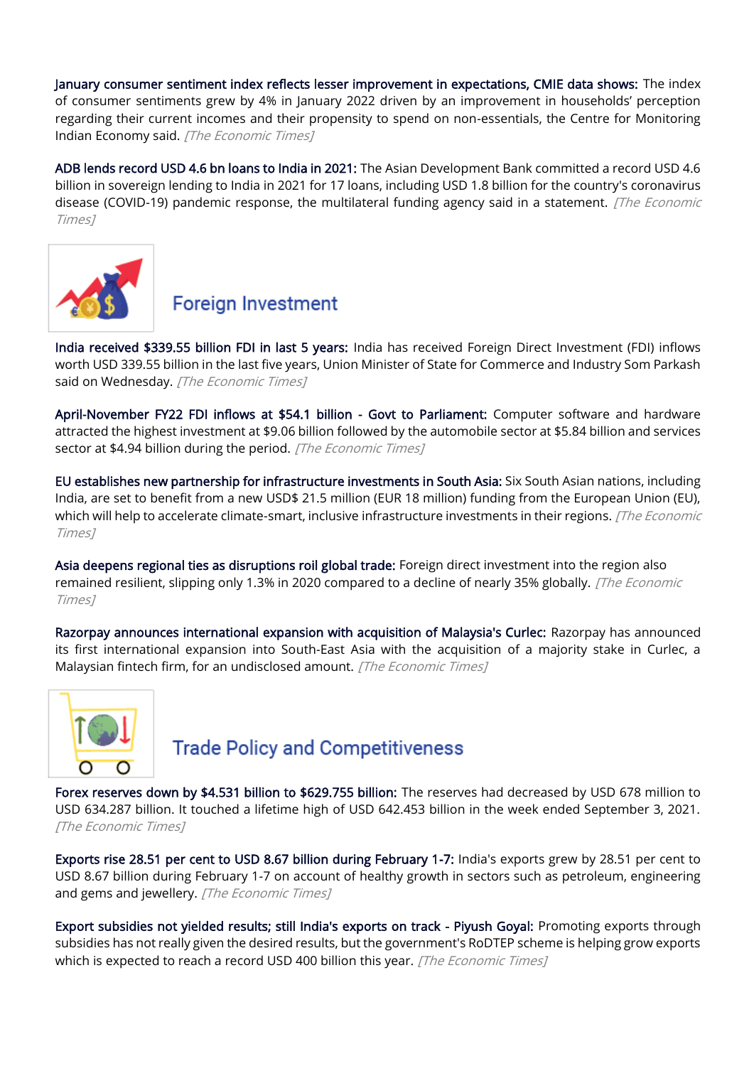**January consumer sentiment index reflects lesser improvement in expectations, CMIE data shows:** The index of consumer sentiments grew by 4% in January 2022 driven by an improvement in households' perception regarding their current incomes and their propensity to spend on non-essentials, the Centre for Monitoring Indian Economy said. *[The Economic Times]*

**ADB lends record USD 4.6 bn loans to India in 2021:** The Asian Development Bank committed a record USD 4.6 billion in sovereign lending to India in 2021 for 17 loans, including USD 1.8 billion for the country's coronavirus disease (COVID-19) pandemic response, the multilateral funding agency said in a statement. *[The Economic Times]*

## Foreign Investment

**India received $339.55 billion FDI in last 5 years:** India has received Foreign Direct Investment (FDI) inflows worth USD 339.55 billion in the last five years, Union Minister of State for Commerce and Industry Som Parkash said on Wednesday. *[The Economic Times]*

**April-November FY22 FDI inflows at $54.1 billion - Govt to Parliament:** Computer software and hardware attracted the highest investment at $9.06 billion followed by the automobile sector at $5.84 billion and services sector at $4.94 billion during the period. *[The Economic Times]*

**EU establishes new partnership for infrastructure investments in South Asia:** Six South Asian nations, including India, are set to benefit from a new USD$ 21.5 million (EUR 18 million) funding from the European Union (EU), which will help to accelerate climate-smart, inclusive infrastructure investments in their regions. *[The Economic Times]*

**Asia deepens regional ties as disruptions roil global trade:** Foreign direct investment into the region also remained resilient, slipping only 1.3% in 2020 compared to a decline of nearly 35% globally. *[The Economic Times]*

**Razorpay announces international expansion with acquisition of Malaysia's Curlec:** Razorpay has announced its first international expansion into South-East Asia with the acquisition of a majority stake in Curlec, a Malaysian fintech firm, for an undisclosed amount. *[The Economic Times]*

## Trade Policy and Competitiveness

**Forex reserves down by $4.531 billion to $629.755 billion:** The reserves had decreased by USD 678 million to USD 634.287 billion. It touched a lifetime high of USD 642.453 billion in the week ended September 3, 2021. *[The Economic Times]*

**Exports rise 28.51 per cent to USD 8.67 billion during February 1-7:** India's exports grew by 28.51 per cent to USD 8.67 billion during February 1-7 on account of healthy growth in sectors such as petroleum, engineering and gems and jewellery. *[The Economic Times]*

**Export subsidies not yielded results; still India's exports on track - Piyush Goyal:** Promoting exports through subsidies has not really given the desired results, but the government's RoDTEP scheme is helping grow exports which is expected to reach a record USD 400 billion this year. *[The Economic Times]*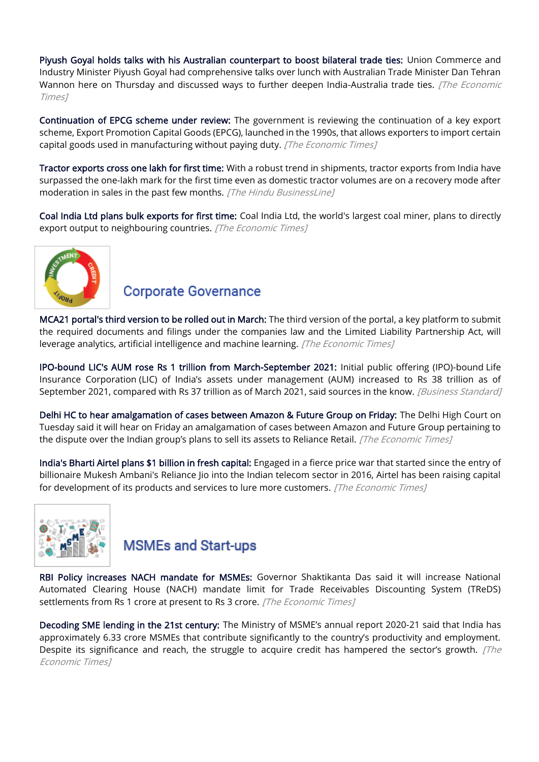**Piyush Goyal holds talks with his Australian counterpart to boost bilateral trade ties:** Union Commerce and Industry Minister Piyush Goyal had comprehensive talks over lunch with Australian Trade Minister Dan Tehran Wannon here on Thursday and discussed ways to further deepen India-Australia trade ties. *[The Economic Times]*

**Continuation of EPCG scheme under review:** The government is reviewing the continuation of a key export scheme, Export Promotion Capital Goods (EPCG), launched in the 1990s, that allows exporters to import certain capital goods used in manufacturing without paying duty. *[The Economic Times]*

**Tractor exports cross one lakh for first time:** With a robust trend in shipments, tractor exports from India have surpassed the one-lakh mark for the first time even as domestic tractor volumes are on a recovery mode after moderation in sales in the past few months. *[The Hindu BusinessLine]*

**Coal India Ltd plans bulk exports for first time:** Coal India Ltd, the world's largest coal miner, plans to directly export output to neighbouring countries. *[The Economic Times]*

## Corporate Governance

**MCA21 portal's third version to be rolled out in March:** The third version of the portal, a key platform to submit the required documents and filings under the companies law and the Limited Liability Partnership Act, will leverage analytics, artificial intelligence and machine learning. *[The Economic Times]*

**IPO-bound LIC's AUM rose Rs 1 trillion from March-September 2021:** Initial public offering (IPO)-bound Life Insurance Corporation (LIC) of India's assets under management (AUM) increased to Rs 38 trillion as of September 2021, compared with Rs 37 trillion as of March 2021, said sources in the know. *[Business Standard]*

**Delhi HC to hear amalgamation of cases between Amazon & Future Group on Friday:** The Delhi High Court on Tuesday said it will hear on Friday an amalgamation of cases between Amazon and Future Group pertaining to the dispute over the Indian group's plans to sell its assets to Reliance Retail. *[The Economic Times]*

**India's Bharti Airtel plans $1 billion in fresh capital:** Engaged in a fierce price war that started since the entry of billionaire Mukesh Ambani's Reliance Jio into the Indian telecom sector in 2016, Airtel has been raising capital for development of its products and services to lure more customers. *[The Economic Times]*

## MSMEs and Start-ups

**RBI Policy increases NACH mandate for MSMEs:** Governor Shaktikanta Das said it will increase National Automated Clearing House (NACH) mandate limit for Trade Receivables Discounting System (TReDS) settlements from Rs 1 crore at present to Rs 3 crore. *[The Economic Times]*

**Decoding SME lending in the 21st century:** The Ministry of MSME's annual report 2020-21 said that India has approximately 6.33 crore MSMEs that contribute significantly to the country's productivity and employment. Despite its significance and reach, the struggle to acquire credit has hampered the sector's growth. *[The Economic Times]*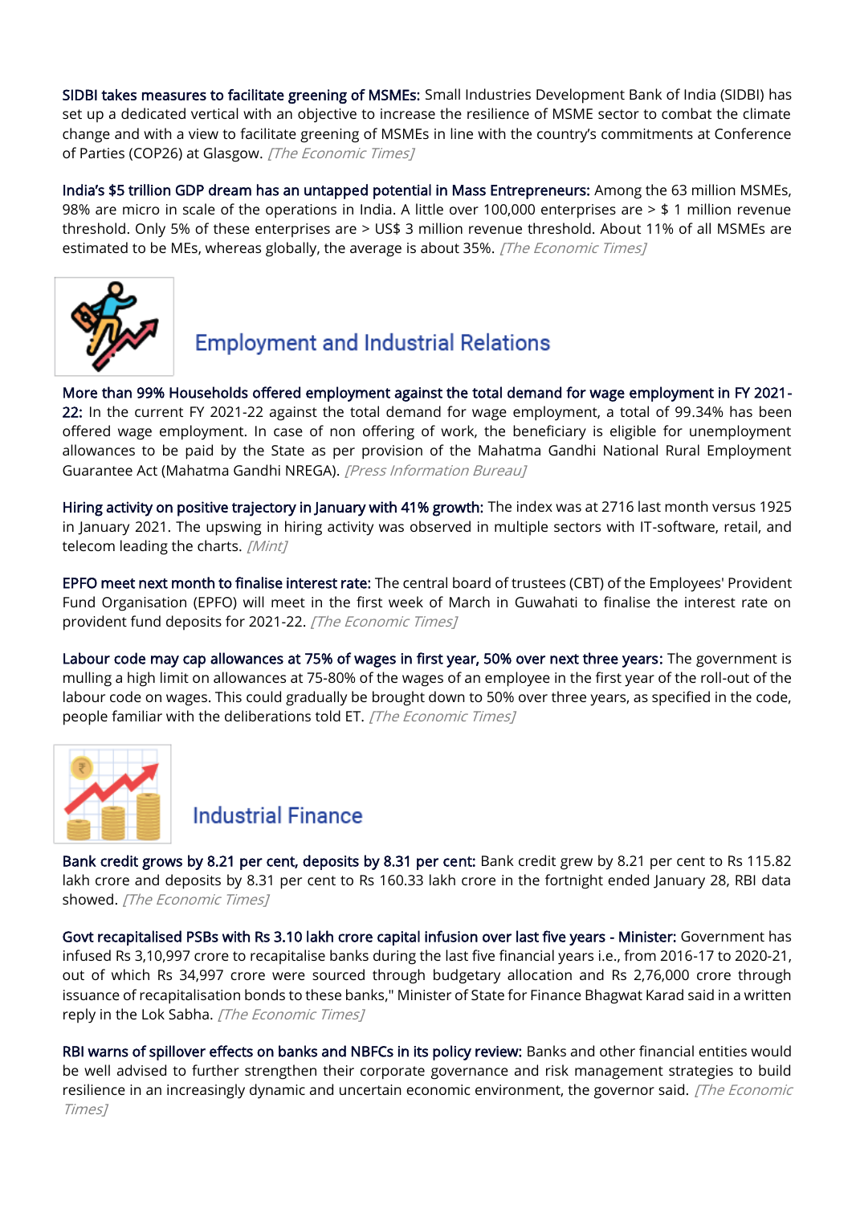**SIDBI takes measures to facilitate greening of MSMEs:** Small Industries Development Bank of India (SIDBI) has set up a dedicated vertical with an objective to increase the resilience of MSME sector to combat the climate change and with a view to facilitate greening of MSMEs in line with the country's commitments at Conference of Parties (COP26) at Glasgow. *[The Economic Times]*

**India's $5 trillion GDP dream has an untapped potential in Mass Entrepreneurs:** Among the 63 million MSMEs, 98% are micro in scale of the operations in India. A little over 100,000 enterprises are > $ 1 million revenue threshold. Only 5% of these enterprises are > US$ 3 million revenue threshold. About 11% of all MSMEs are estimated to be MEs, whereas globally, the average is about 35%. *[The Economic Times]*

## Employment and Industrial Relations

**More than 99% Households offered employment against the total demand for wage employment in FY 2021-22:** In the current FY 2021-22 against the total demand for wage employment, a total of 99.34% has been offered wage employment. In case of non offering of work, the beneficiary is eligible for unemployment allowances to be paid by the State as per provision of the Mahatma Gandhi National Rural Employment Guarantee Act (Mahatma Gandhi NREGA). *[Press Information Bureau]*

**Hiring activity on positive trajectory in January with 41% growth:** The index was at 2716 last month versus 1925 in January 2021. The upswing in hiring activity was observed in multiple sectors with IT-software, retail, and telecom leading the charts. *[Mint]*

**EPFO meet next month to finalise interest rate:** The central board of trustees (CBT) of the Employees' Provident Fund Organisation (EPFO) will meet in the first week of March in Guwahati to finalise the interest rate on provident fund deposits for 2021-22. *[The Economic Times]*

**Labour code may cap allowances at 75% of wages in first year, 50% over next three years:** The government is mulling a high limit on allowances at 75-80% of the wages of an employee in the first year of the roll-out of the labour code on wages. This could gradually be brought down to 50% over three years, as specified in the code, people familiar with the deliberations told ET. *[The Economic Times]*

## Industrial Finance

**Bank credit grows by 8.21 per cent, deposits by 8.31 per cent:** Bank credit grew by 8.21 per cent to Rs 115.82 lakh crore and deposits by 8.31 per cent to Rs 160.33 lakh crore in the fortnight ended January 28, RBI data showed. *[The Economic Times]*

**Govt recapitalised PSBs with Rs 3.10 lakh crore capital infusion over last five years - Minister:** Government has infused Rs 3,10,997 crore to recapitalise banks during the last five financial years i.e., from 2016-17 to 2020-21, out of which Rs 34,997 crore were sourced through budgetary allocation and Rs 2,76,000 crore through issuance of recapitalisation bonds to these banks," Minister of State for Finance Bhagwat Karad said in a written reply in the Lok Sabha. *[The Economic Times]*

**RBI warns of spillover effects on banks and NBFCs in its policy review:** Banks and other financial entities would be well advised to further strengthen their corporate governance and risk management strategies to build resilience in an increasingly dynamic and uncertain economic environment, the governor said. *[The Economic Times]*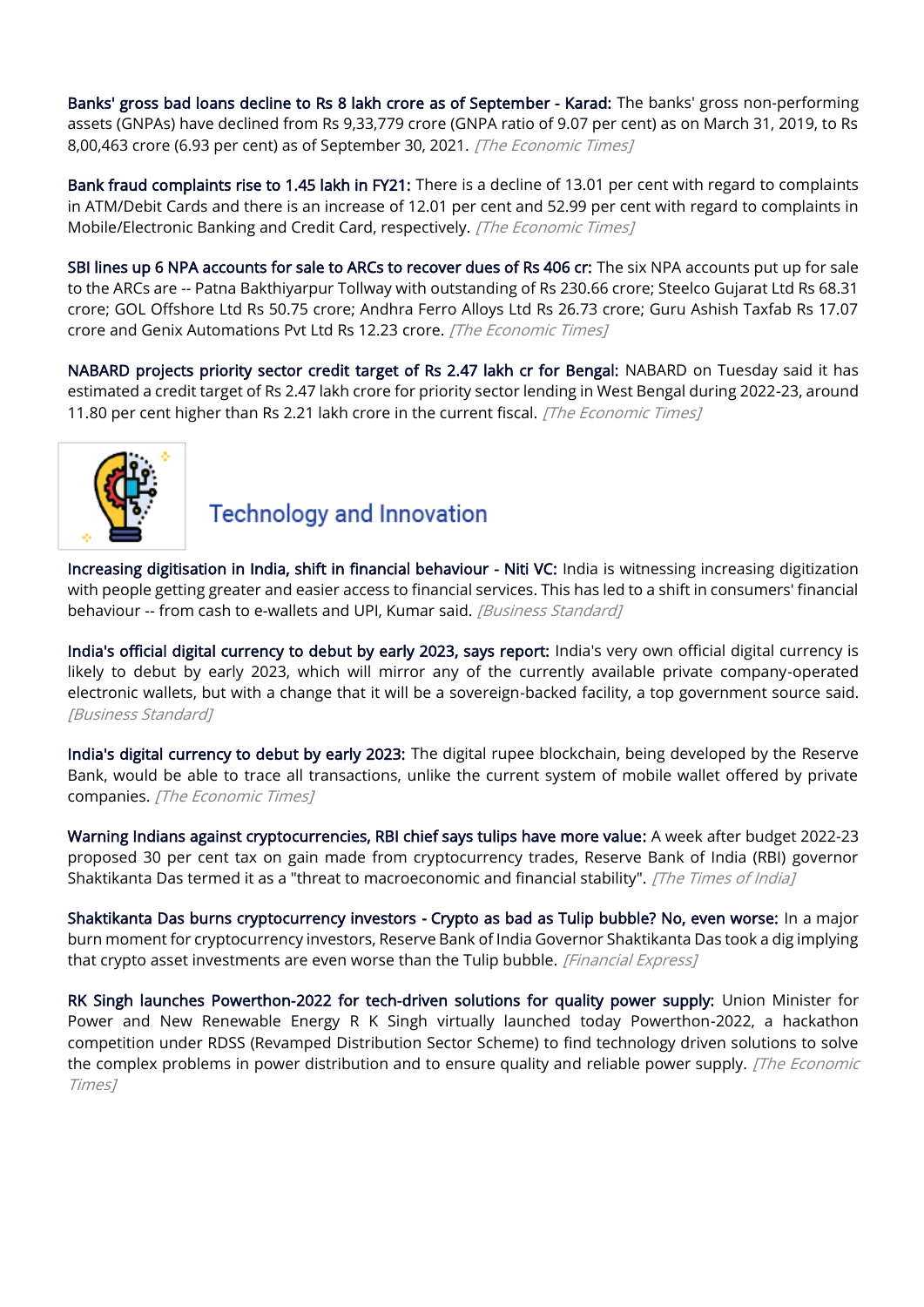**Banks' gross bad loans decline to Rs 8 lakh crore as of September - Karad:** The banks' gross non-performing assets (GNPAs) have declined from Rs 9,33,779 crore (GNPA ratio of 9.07 per cent) as on March 31, 2019, to Rs 8,00,463 crore (6.93 per cent) as of September 30, 2021. *[The Economic Times]*

**Bank fraud complaints rise to 1.45 lakh in FY21:** There is a decline of 13.01 per cent with regard to complaints in ATM/Debit Cards and there is an increase of 12.01 per cent and 52.99 per cent with regard to complaints in Mobile/Electronic Banking and Credit Card, respectively. *[The Economic Times]*

**SBI lines up 6 NPA accounts for sale to ARCs to recover dues of Rs 406 cr:** The six NPA accounts put up for sale to the ARCs are -- Patna Bakthiyarpur Tollway with outstanding of Rs 230.66 crore; Steelco Gujarat Ltd Rs 68.31 crore; GOL Offshore Ltd Rs 50.75 crore; Andhra Ferro Alloys Ltd Rs 26.73 crore; Guru Ashish Taxfab Rs 17.07 crore and Genix Automations Pvt Ltd Rs 12.23 crore. *[The Economic Times]*

**NABARD projects priority sector credit target of Rs 2.47 lakh cr for Bengal:** NABARD on Tuesday said it has estimated a credit target of Rs 2.47 lakh crore for priority sector lending in West Bengal during 2022-23, around 11.80 per cent higher than Rs 2.21 lakh crore in the current fiscal. *[The Economic Times]*

## Technology and Innovation

**Increasing digitisation in India, shift in financial behaviour - Niti VC:** India is witnessing increasing digitization with people getting greater and easier access to financial services. This has led to a shift in consumers' financial behaviour -- from cash to e-wallets and UPI, Kumar said. *[Business Standard]*

**India's official digital currency to debut by early 2023, says report:** India's very own official digital currency is likely to debut by early 2023, which will mirror any of the currently available private company-operated electronic wallets, but with a change that it will be a sovereign-backed facility, a top government source said. *[Business Standard]*

**India's digital currency to debut by early 2023:** The digital rupee blockchain, being developed by the Reserve Bank, would be able to trace all transactions, unlike the current system of mobile wallet offered by private companies. *[The Economic Times]*

**Warning Indians against cryptocurrencies, RBI chief says tulips have more value:** A week after budget 2022-23 proposed 30 per cent tax on gain made from cryptocurrency trades, Reserve Bank of India (RBI) governor Shaktikanta Das termed it as a "threat to macroeconomic and financial stability". *[The Times of India]*

**Shaktikanta Das burns cryptocurrency investors - Crypto as bad as Tulip bubble? No, even worse:** In a major burn moment for cryptocurrency investors, Reserve Bank of India Governor Shaktikanta Das took a dig implying that crypto asset investments are even worse than the Tulip bubble. *[Financial Express]*

**RK Singh launches Powerthon-2022 for tech-driven solutions for quality power supply:** Union Minister for Power and New Renewable Energy R K Singh virtually launched today Powerthon-2022, a hackathon competition under RDSS (Revamped Distribution Sector Scheme) to find technology driven solutions to solve the complex problems in power distribution and to ensure quality and reliable power supply. *[The Economic Times]*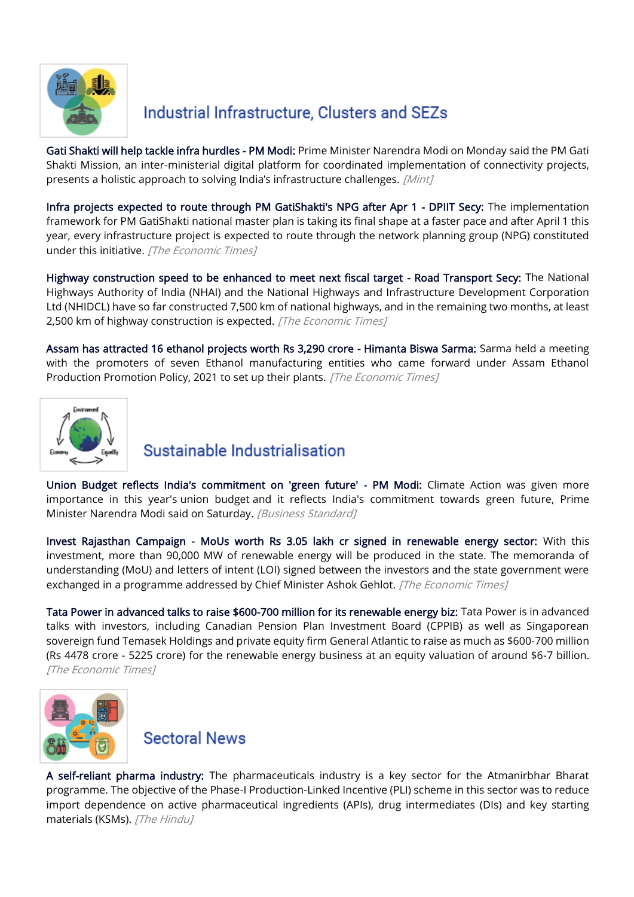## Industrial Infrastructure, Clusters and SEZs

**Gati Shakti will help tackle infra hurdles - PM Modi:** Prime Minister Narendra Modi on Monday said the PM Gati Shakti Mission, an inter-ministerial digital platform for coordinated implementation of connectivity projects, presents a holistic approach to solving India's infrastructure challenges. *[Mint]*

**Infra projects expected to route through PM GatiShakti's NPG after Apr 1 - DPIIT Secy:** The implementation framework for PM GatiShakti national master plan is taking its final shape at a faster pace and after April 1 this year, every infrastructure project is expected to route through the network planning group (NPG) constituted under this initiative. *[The Economic Times]*

**Highway construction speed to be enhanced to meet next fiscal target - Road Transport Secy:** The National Highways Authority of India (NHAI) and the National Highways and Infrastructure Development Corporation Ltd (NHIDCL) have so far constructed 7,500 km of national highways, and in the remaining two months, at least 2,500 km of highway construction is expected. *[The Economic Times]*

**Assam has attracted 16 ethanol projects worth Rs 3,290 crore - Himanta Biswa Sarma:** Sarma held a meeting with the promoters of seven Ethanol manufacturing entities who came forward under Assam Ethanol Production Promotion Policy, 2021 to set up their plants. *[The Economic Times]*

## Sustainable Industrialisation

**Union Budget reflects India's commitment on 'green future' - PM Modi:** Climate Action was given more importance in this year's union budget and it reflects India's commitment towards green future, Prime Minister Narendra Modi said on Saturday. *[Business Standard]*

**Invest Rajasthan Campaign - MoUs worth Rs 3.05 lakh cr signed in renewable energy sector:** With this investment, more than 90,000 MW of renewable energy will be produced in the state. The memoranda of understanding (MoU) and letters of intent (LOI) signed between the investors and the state government were exchanged in a programme addressed by Chief Minister Ashok Gehlot. *[The Economic Times]*

**Tata Power in advanced talks to raise $600-700 million for its renewable energy biz:** Tata Power is in advanced talks with investors, including Canadian Pension Plan Investment Board (CPPIB) as well as Singaporean sovereign fund Temasek Holdings and private equity firm General Atlantic to raise as much as $600-700 million (Rs 4478 crore - 5225 crore) for the renewable energy business at an equity valuation of around $6-7 billion. *[The Economic Times]*

## Sectoral News

**A self-reliant pharma industry:** The pharmaceuticals industry is a key sector for the Atmanirbhar Bharat programme. The objective of the Phase-I Production-Linked Incentive (PLI) scheme in this sector was to reduce import dependence on active pharmaceutical ingredients (APIs), drug intermediates (DIs) and key starting materials (KSMs). *[The Hindu]*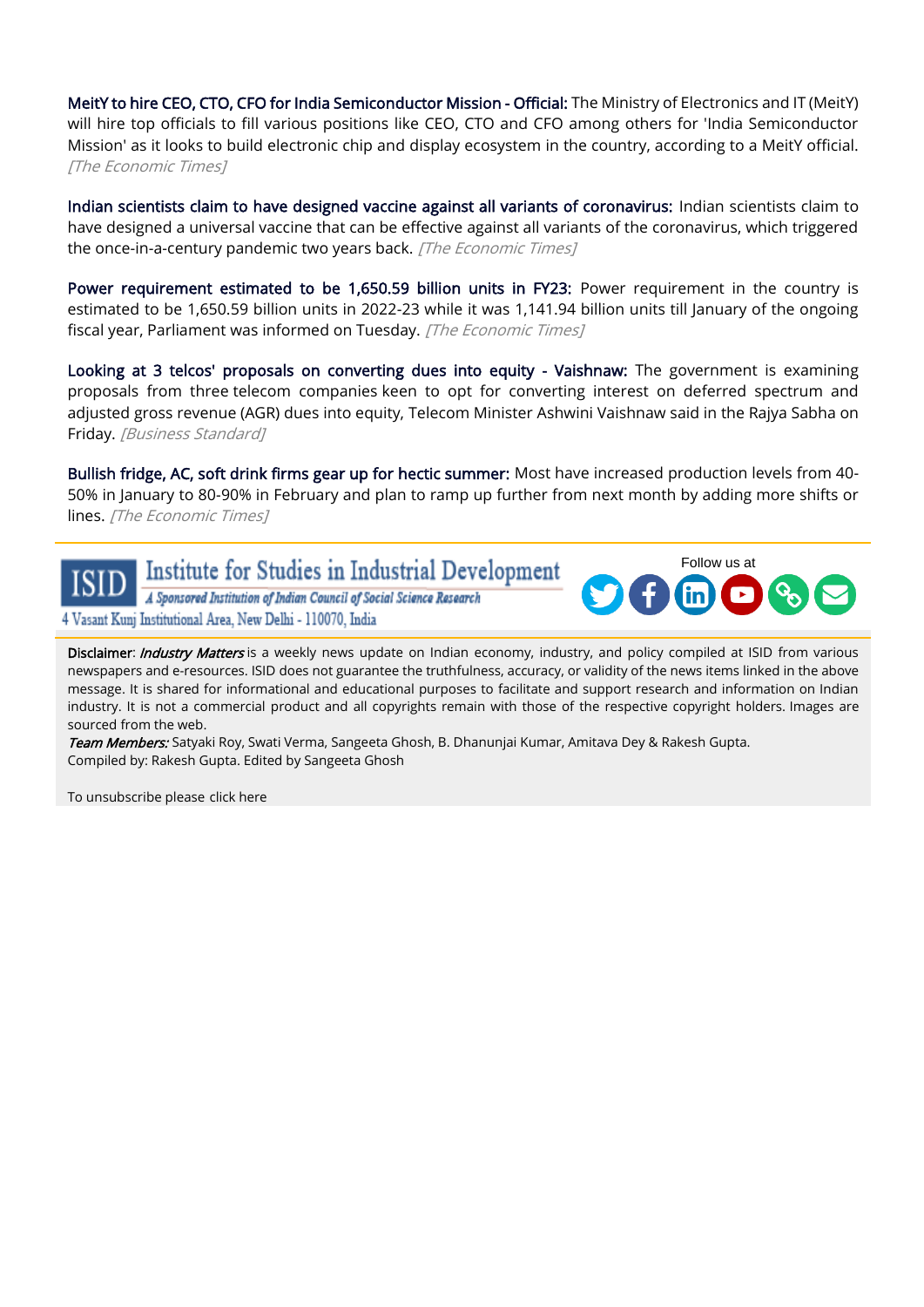**MeitY to hire CEO, CTO, CFO for India Semiconductor Mission - Official:** The Ministry of Electronics and IT (MeitY) will hire top officials to fill various positions like CEO, CTO and CFO among others for 'India Semiconductor Mission' as it looks to build electronic chip and display ecosystem in the country, according to a MeitY official. *[The Economic Times]*

**Indian scientists claim to have designed vaccine against all variants of coronavirus:** Indian scientists claim to have designed a universal vaccine that can be effective against all variants of the coronavirus, which triggered the once-in-a-century pandemic two years back. *[The Economic Times]*

**Power requirement estimated to be 1,650.59 billion units in FY23:** Power requirement in the country is estimated to be 1,650.59 billion units in 2022-23 while it was 1,141.94 billion units till January of the ongoing fiscal year, Parliament was informed on Tuesday. *[The Economic Times]*

**Looking at 3 telcos' proposals on converting dues into equity - Vaishnaw:** The government is examining proposals from three telecom companies keen to opt for converting interest on deferred spectrum and adjusted gross revenue (AGR) dues into equity, Telecom Minister Ashwini Vaishnaw said in the Rajya Sabha on Friday. *[Business Standard]*

**Bullish fridge, AC, soft drink firms gear up for hectic summer:** Most have increased production levels from 40-50% in January to 80-90% in February and plan to ramp up further from next month by adding more shifts or lines. *[The Economic Times]*

---

ISID Institute for Studies in Industrial Development

*A Sponsored Institution of Indian Council of Social Science Research*

4 Vasant Kunj Institutional Area, New Delhi - 110070, India

Follow us at

Disclaimer: *Industry Matters* is a weekly news update on Indian economy, industry, and policy compiled at ISID from various newspapers and e-resources. ISID does not guarantee the truthfulness, accuracy, or validity of the news items linked in the above message. It is shared for informational and educational purposes to facilitate and support research and information on Indian industry. It is not a commercial product and all copyrights remain with those of the respective copyright holders. Images are sourced from the web.

***Team Members:*** Satyaki Roy, Swati Verma, Sangeeta Ghosh, B. Dhanunjai Kumar, Amitava Dey & Rakesh Gupta.
Compiled by: Rakesh Gupta. Edited by Sangeeta Ghosh

To unsubscribe please click here